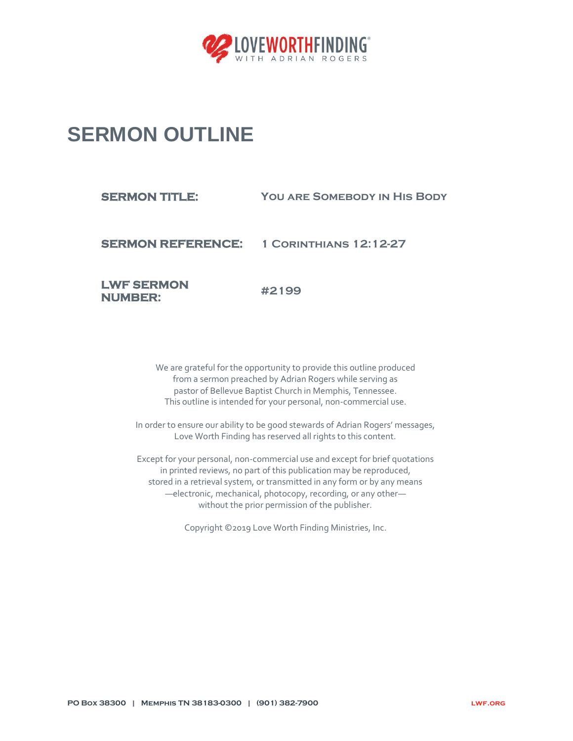# SERMON OUTLINE

| | |
|---|---|
| **SERMON TITLE:** | You are Somebody in His Body |
| **SERMON REFERENCE:** | 1 Corinthians 12:12-27 |
| **LWF SERMON NUMBER:** | #2199 |

We are grateful for the opportunity to provide this outline produced from a sermon preached by Adrian Rogers while serving as pastor of Bellevue Baptist Church in Memphis, Tennessee. This outline is intended for your personal, non-commercial use.

In order to ensure our ability to be good stewards of Adrian Rogers' messages, Love Worth Finding has reserved all rights to this content.

Except for your personal, non-commercial use and except for brief quotations in printed reviews, no part of this publication may be reproduced, stored in a retrieval system, or transmitted in any form or by any means —electronic, mechanical, photocopy, recording, or any other— without the prior permission of the publisher.

Copyright ©2019 Love Worth Finding Ministries, Inc.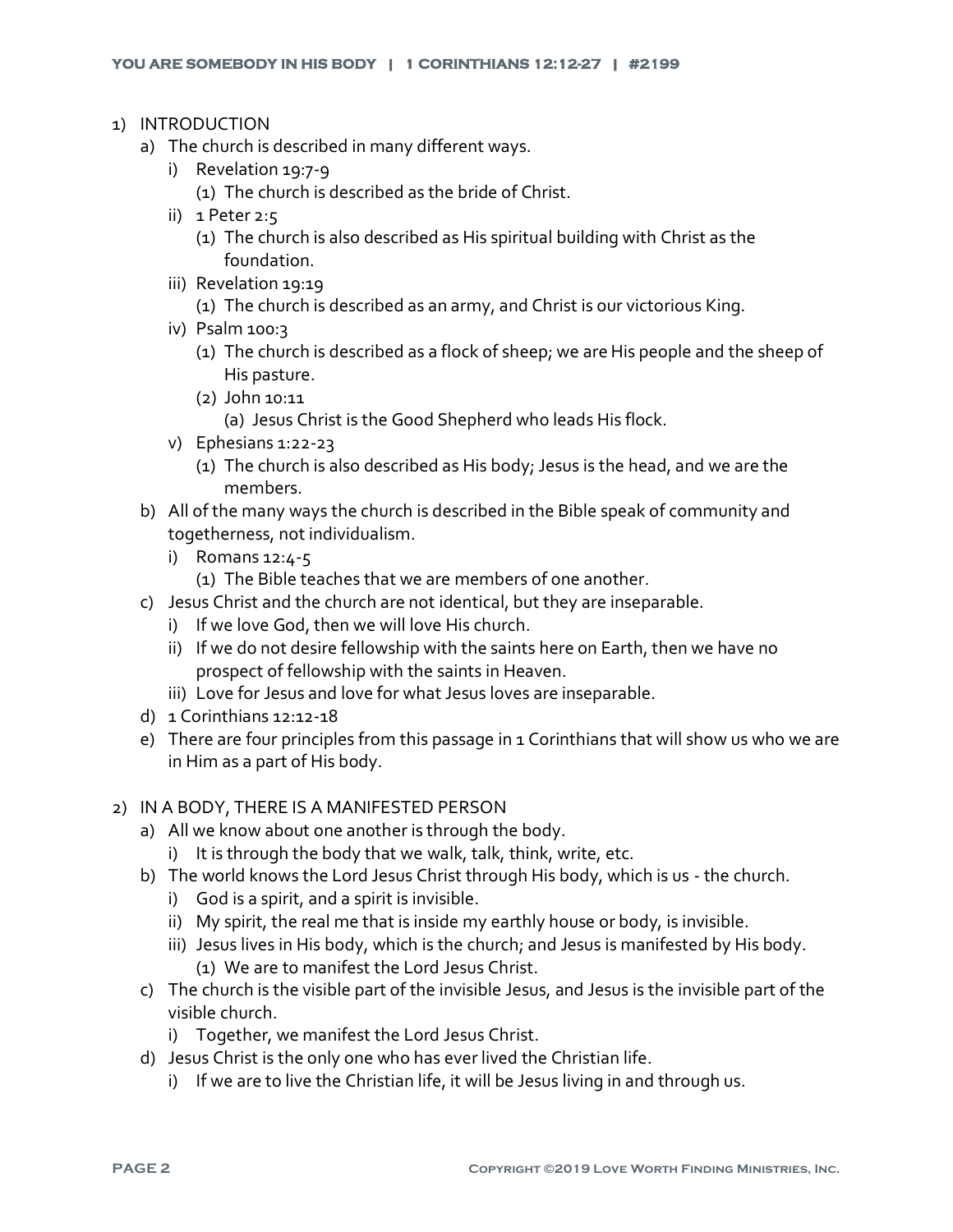1) INTRODUCTION
   a) The church is described in many different ways.
      i) Revelation 19:7-9
         (1) The church is described as the bride of Christ.
      ii) 1 Peter 2:5
         (1) The church is also described as His spiritual building with Christ as the foundation.
      iii) Revelation 19:19
         (1) The church is described as an army, and Christ is our victorious King.
      iv) Psalm 100:3
         (1) The church is described as a flock of sheep; we are His people and the sheep of His pasture.
         (2) John 10:11
            (a) Jesus Christ is the Good Shepherd who leads His flock.
      v) Ephesians 1:22-23
         (1) The church is also described as His body; Jesus is the head, and we are the members.
   b) All of the many ways the church is described in the Bible speak of community and togetherness, not individualism.
      i) Romans 12:4-5
         (1) The Bible teaches that we are members of one another.
   c) Jesus Christ and the church are not identical, but they are inseparable.
      i) If we love God, then we will love His church.
      ii) If we do not desire fellowship with the saints here on Earth, then we have no prospect of fellowship with the saints in Heaven.
      iii) Love for Jesus and love for what Jesus loves are inseparable.
   d) 1 Corinthians 12:12-18
   e) There are four principles from this passage in 1 Corinthians that will show us who we are in Him as a part of His body.

2) IN A BODY, THERE IS A MANIFESTED PERSON
   a) All we know about one another is through the body.
      i) It is through the body that we walk, talk, think, write, etc.
   b) The world knows the Lord Jesus Christ through His body, which is us - the church.
      i) God is a spirit, and a spirit is invisible.
      ii) My spirit, the real me that is inside my earthly house or body, is invisible.
      iii) Jesus lives in His body, which is the church; and Jesus is manifested by His body.
         (1) We are to manifest the Lord Jesus Christ.
   c) The church is the visible part of the invisible Jesus, and Jesus is the invisible part of the visible church.
      i) Together, we manifest the Lord Jesus Christ.
   d) Jesus Christ is the only one who has ever lived the Christian life.
      i) If we are to live the Christian life, it will be Jesus living in and through us.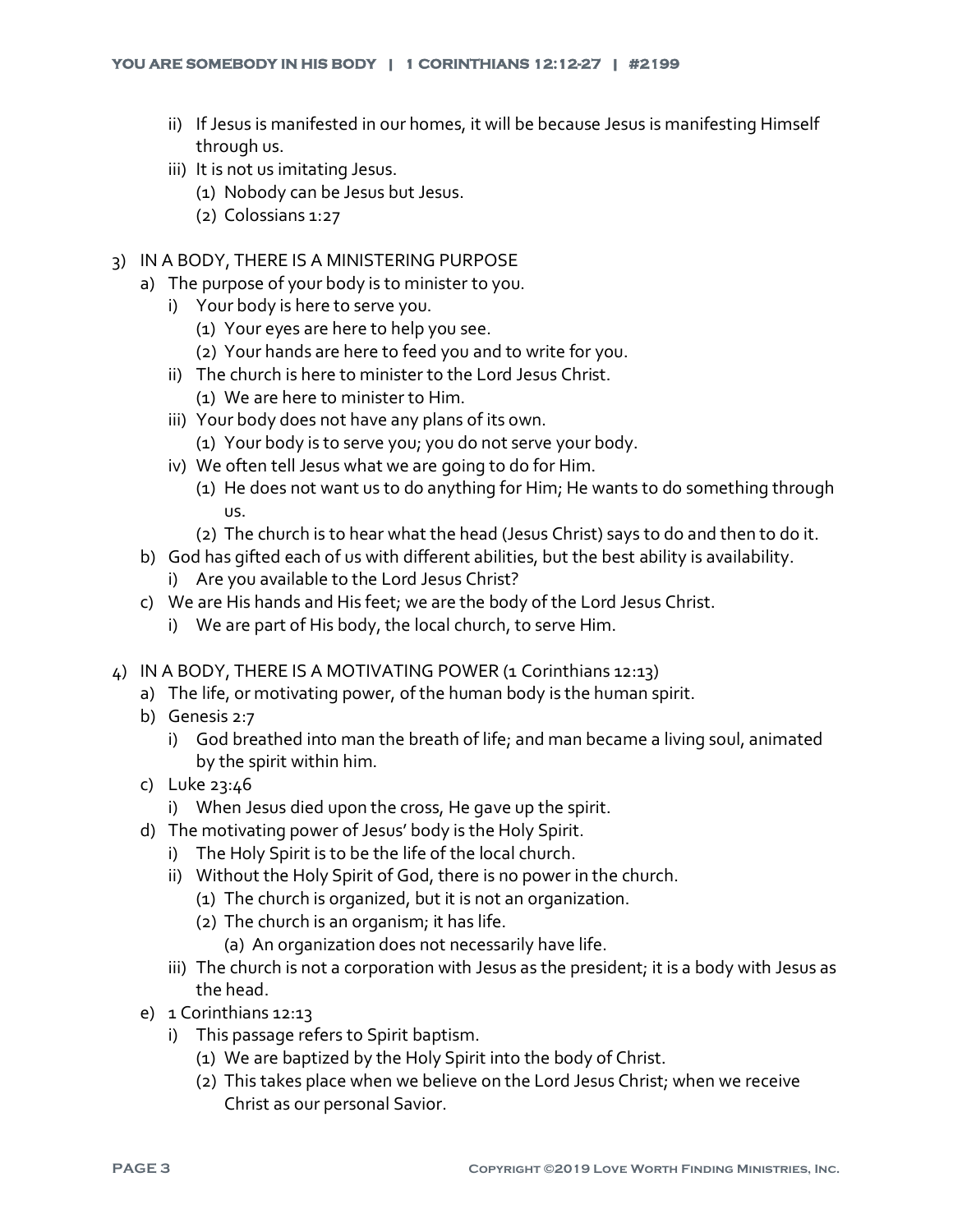ii) If Jesus is manifested in our homes, it will be because Jesus is manifesting Himself through us.
   iii) It is not us imitating Jesus.
      (1) Nobody can be Jesus but Jesus.
      (2) Colossians 1:27

3) IN A BODY, THERE IS A MINISTERING PURPOSE
   a) The purpose of your body is to minister to you.
      i) Your body is here to serve you.
         (1) Your eyes are here to help you see.
         (2) Your hands are here to feed you and to write for you.
      ii) The church is here to minister to the Lord Jesus Christ.
         (1) We are here to minister to Him.
      iii) Your body does not have any plans of its own.
         (1) Your body is to serve you; you do not serve your body.
      iv) We often tell Jesus what we are going to do for Him.
         (1) He does not want us to do anything for Him; He wants to do something through us.
         (2) The church is to hear what the head (Jesus Christ) says to do and then to do it.
   b) God has gifted each of us with different abilities, but the best ability is availability.
      i) Are you available to the Lord Jesus Christ?
   c) We are His hands and His feet; we are the body of the Lord Jesus Christ.
      i) We are part of His body, the local church, to serve Him.

4) IN A BODY, THERE IS A MOTIVATING POWER (1 Corinthians 12:13)
   a) The life, or motivating power, of the human body is the human spirit.
   b) Genesis 2:7
      i) God breathed into man the breath of life; and man became a living soul, animated by the spirit within him.
   c) Luke 23:46
      i) When Jesus died upon the cross, He gave up the spirit.
   d) The motivating power of Jesus' body is the Holy Spirit.
      i) The Holy Spirit is to be the life of the local church.
      ii) Without the Holy Spirit of God, there is no power in the church.
         (1) The church is organized, but it is not an organization.
         (2) The church is an organism; it has life.
            (a) An organization does not necessarily have life.
      iii) The church is not a corporation with Jesus as the president; it is a body with Jesus as the head.
   e) 1 Corinthians 12:13
      i) This passage refers to Spirit baptism.
         (1) We are baptized by the Holy Spirit into the body of Christ.
         (2) This takes place when we believe on the Lord Jesus Christ; when we receive Christ as our personal Savior.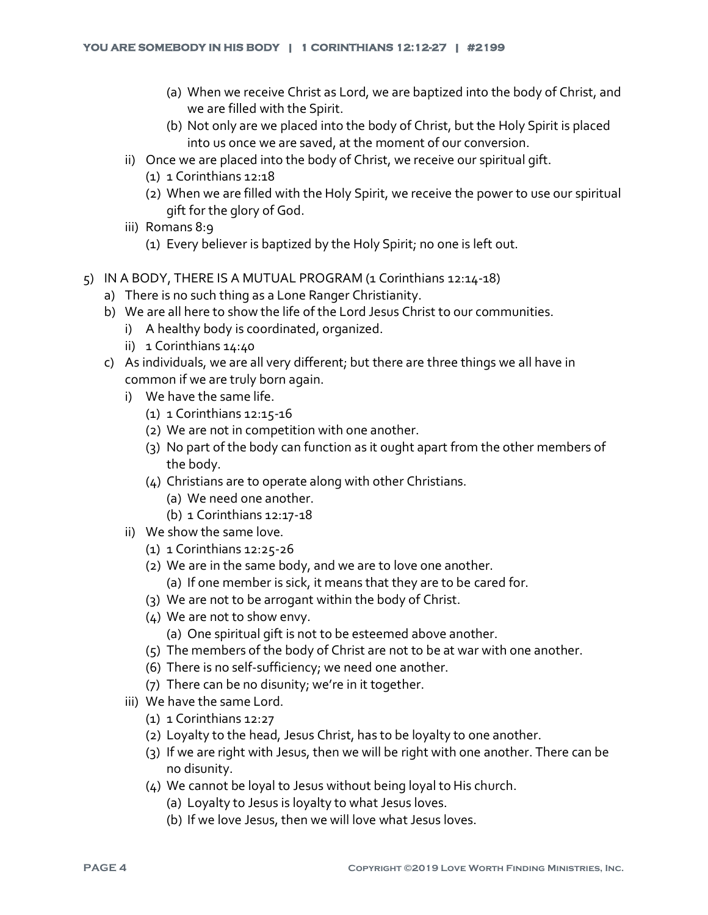- (a) When we receive Christ as Lord, we are baptized into the body of Christ, and we are filled with the Spirit.
  - (b) Not only are we placed into the body of Christ, but the Holy Spirit is placed into us once we are saved, at the moment of our conversion.
- ii) Once we are placed into the body of Christ, we receive our spiritual gift.
  - (1) 1 Corinthians 12:18
  - (2) When we are filled with the Holy Spirit, we receive the power to use our spiritual gift for the glory of God.
- iii) Romans 8:9
  - (1) Every believer is baptized by the Holy Spirit; no one is left out.

5) IN A BODY, THERE IS A MUTUAL PROGRAM (1 Corinthians 12:14-18)
   - a) There is no such thing as a Lone Ranger Christianity.
   - b) We are all here to show the life of the Lord Jesus Christ to our communities.
     - i) A healthy body is coordinated, organized.
     - ii) 1 Corinthians 14:40
   - c) As individuals, we are all very different; but there are three things we all have in common if we are truly born again.
     - i) We have the same life.
       - (1) 1 Corinthians 12:15-16
       - (2) We are not in competition with one another.
       - (3) No part of the body can function as it ought apart from the other members of the body.
       - (4) Christians are to operate along with other Christians.
         - (a) We need one another.
         - (b) 1 Corinthians 12:17-18
     - ii) We show the same love.
       - (1) 1 Corinthians 12:25-26
       - (2) We are in the same body, and we are to love one another.
         - (a) If one member is sick, it means that they are to be cared for.
       - (3) We are not to be arrogant within the body of Christ.
       - (4) We are not to show envy.
         - (a) One spiritual gift is not to be esteemed above another.
       - (5) The members of the body of Christ are not to be at war with one another.
       - (6) There is no self-sufficiency; we need one another.
       - (7) There can be no disunity; we're in it together.
     - iii) We have the same Lord.
       - (1) 1 Corinthians 12:27
       - (2) Loyalty to the head, Jesus Christ, has to be loyalty to one another.
       - (3) If we are right with Jesus, then we will be right with one another. There can be no disunity.
       - (4) We cannot be loyal to Jesus without being loyal to His church.
         - (a) Loyalty to Jesus is loyalty to what Jesus loves.
         - (b) If we love Jesus, then we will love what Jesus loves.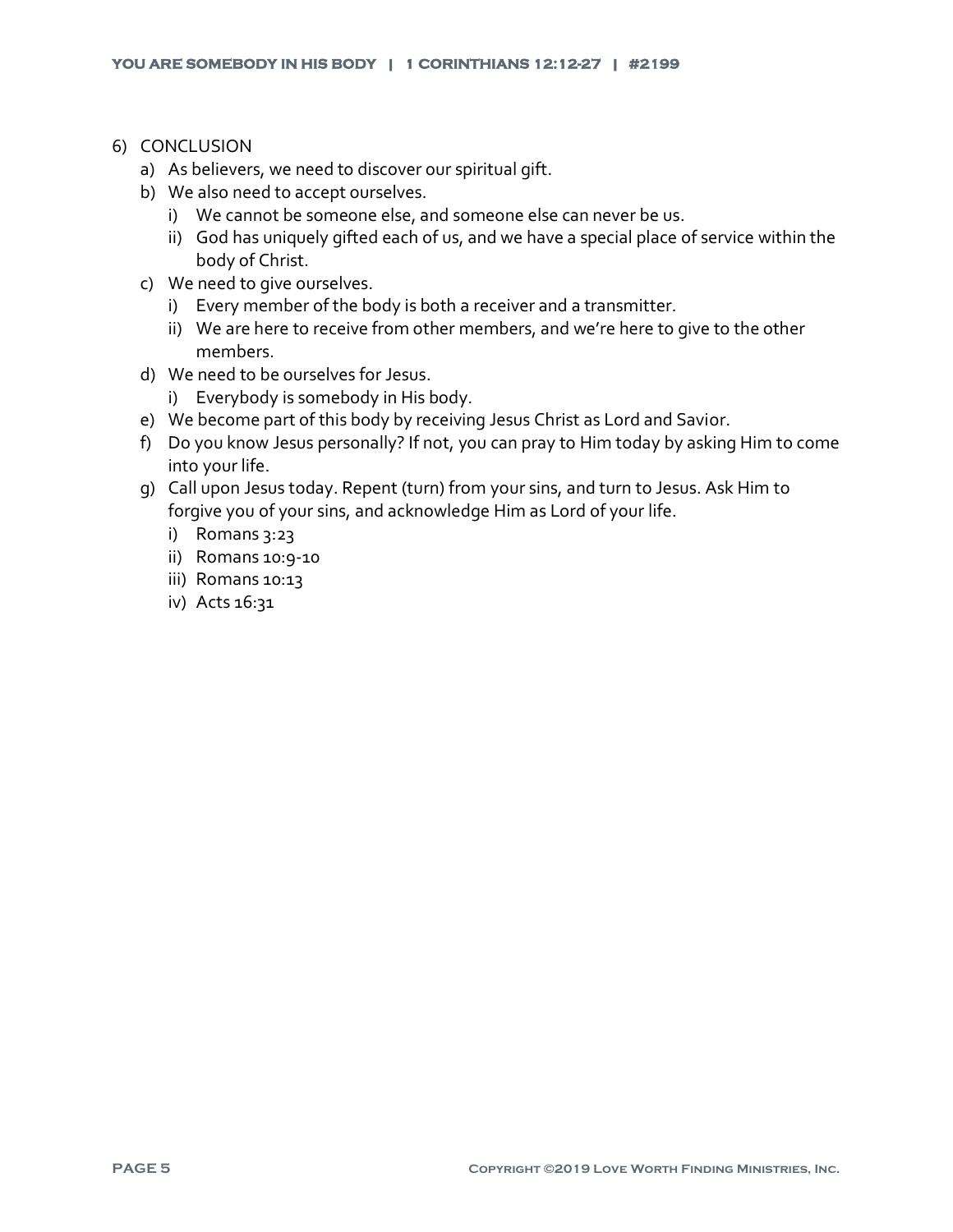6) CONCLUSION
   a) As believers, we need to discover our spiritual gift.
   b) We also need to accept ourselves.
      i) We cannot be someone else, and someone else can never be us.
      ii) God has uniquely gifted each of us, and we have a special place of service within the body of Christ.
   c) We need to give ourselves.
      i) Every member of the body is both a receiver and a transmitter.
      ii) We are here to receive from other members, and we're here to give to the other members.
   d) We need to be ourselves for Jesus.
      i) Everybody is somebody in His body.
   e) We become part of this body by receiving Jesus Christ as Lord and Savior.
   f) Do you know Jesus personally? If not, you can pray to Him today by asking Him to come into your life.
   g) Call upon Jesus today. Repent (turn) from your sins, and turn to Jesus. Ask Him to forgive you of your sins, and acknowledge Him as Lord of your life.
      i) Romans 3:23
      ii) Romans 10:9-10
      iii) Romans 10:13
      iv) Acts 16:31